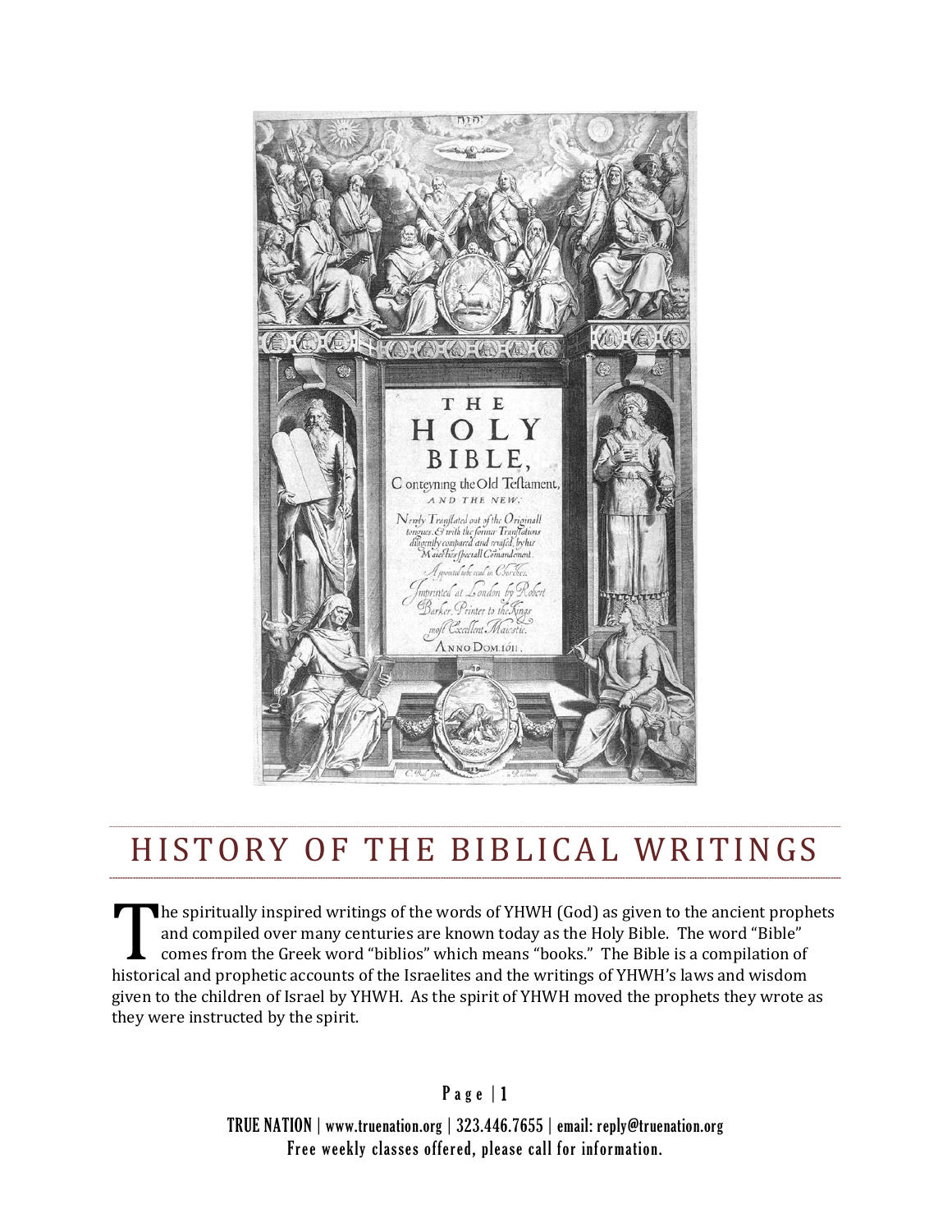# HISTORY OF THE BIBLICAL WRITINGS

The spiritually inspired writings of the words of YHWH (God) as given to the ancient prophets and compiled over many centuries are known today as the Holy Bible. The word "Bible" comes from the Greek word "biblios" which means "books." The Bible is a compilation of historical and prophetic accounts of the Israelites and the writings of YHWH's laws and wisdom given to the children of Israel by YHWH. As the spirit of YHWH moved the prophets they wrote as they were instructed by the spirit.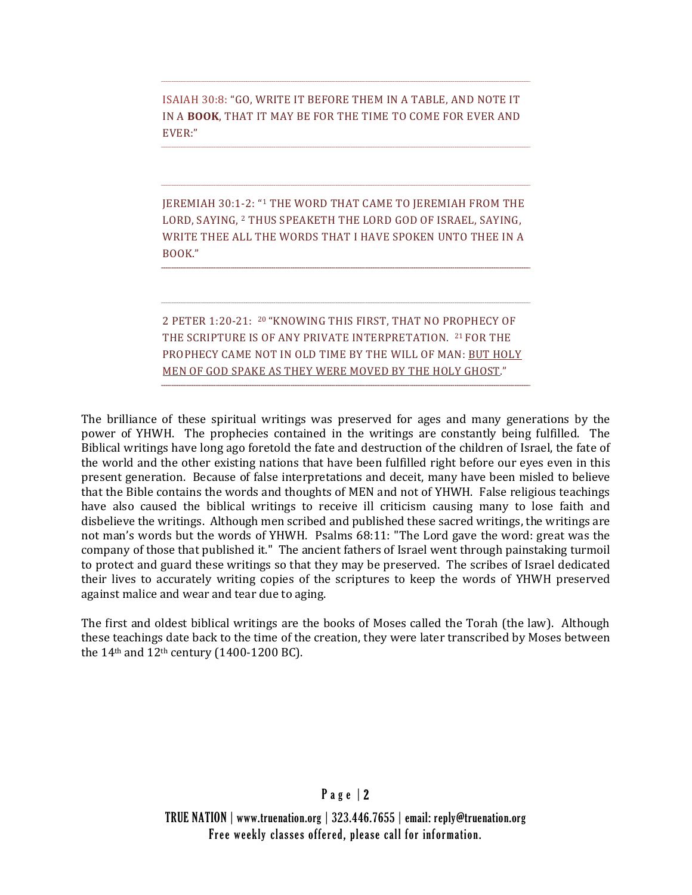ISAIAH 30:8: "GO, WRITE IT BEFORE THEM IN A TABLE, AND NOTE IT IN A **BOOK**, THAT IT MAY BE FOR THE TIME TO COME FOR EVER AND EVER:"

JEREMIAH 30:1-2: "[1] THE WORD THAT CAME TO JEREMIAH FROM THE LORD, SAYING, [2] THUS SPEAKETH THE LORD GOD OF ISRAEL, SAYING, WRITE THEE ALL THE WORDS THAT I HAVE SPOKEN UNTO THEE IN A BOOK."

2 PETER 1:20-21: [20] "KNOWING THIS FIRST, THAT NO PROPHECY OF THE SCRIPTURE IS OF ANY PRIVATE INTERPRETATION. [21] FOR THE PROPHECY CAME NOT IN OLD TIME BY THE WILL OF MAN: <u>BUT HOLY MEN OF GOD SPAKE AS THEY WERE MOVED BY THE HOLY GHOST</u>."

The brilliance of these spiritual writings was preserved for ages and many generations by the power of YHWH. The prophecies contained in the writings are constantly being fulfilled. The Biblical writings have long ago foretold the fate and destruction of the children of Israel, the fate of the world and the other existing nations that have been fulfilled right before our eyes even in this present generation. Because of false interpretations and deceit, many have been misled to believe that the Bible contains the words and thoughts of MEN and not of YHWH. False religious teachings have also caused the biblical writings to receive ill criticism causing many to lose faith and disbelieve the writings. Although men scribed and published these sacred writings, the writings are not man's words but the words of YHWH. Psalms 68:11: "The Lord gave the word: great was the company of those that published it." The ancient fathers of Israel went through painstaking turmoil to protect and guard these writings so that they may be preserved. The scribes of Israel dedicated their lives to accurately writing copies of the scriptures to keep the words of YHWH preserved against malice and wear and tear due to aging.

The first and oldest biblical writings are the books of Moses called the Torah (the law). Although these teachings date back to the time of the creation, they were later transcribed by Moses between the 14th and 12th century (1400-1200 BC).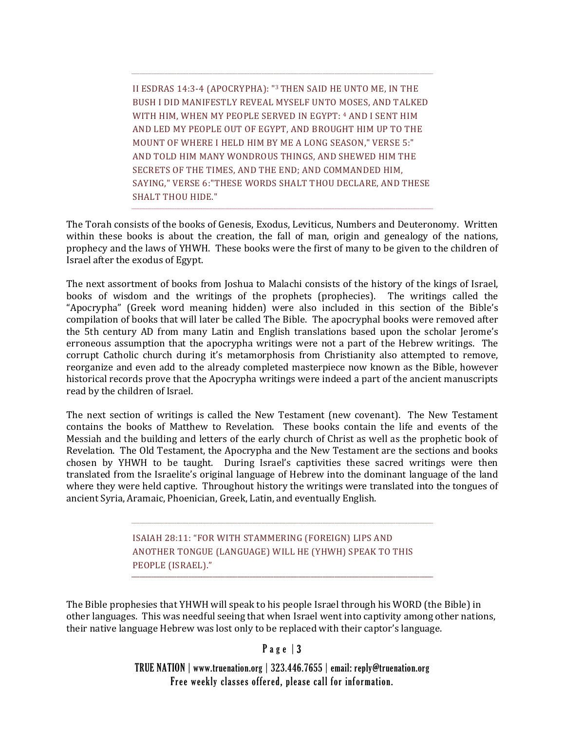> II ESDRAS 14:3-4 (APOCRYPHA): "[3] THEN SAID HE UNTO ME, IN THE BUSH I DID MANIFESTLY REVEAL MYSELF UNTO MOSES, AND TALKED WITH HIM, WHEN MY PEOPLE SERVED IN EGYPT: [4] AND I SENT HIM AND LED MY PEOPLE OUT OF EGYPT, AND BROUGHT HIM UP TO THE MOUNT OF WHERE I HELD HIM BY ME A LONG SEASON," VERSE 5:" AND TOLD HIM MANY WONDROUS THINGS, AND SHEWED HIM THE SECRETS OF THE TIMES, AND THE END; AND COMMANDED HIM, SAYING," VERSE 6:"THESE WORDS SHALT THOU DECLARE, AND THESE SHALT THOU HIDE."

The Torah consists of the books of Genesis, Exodus, Leviticus, Numbers and Deuteronomy. Written within these books is about the creation, the fall of man, origin and genealogy of the nations, prophecy and the laws of YHWH. These books were the first of many to be given to the children of Israel after the exodus of Egypt.

The next assortment of books from Joshua to Malachi consists of the history of the kings of Israel, books of wisdom and the writings of the prophets (prophecies). The writings called the "Apocrypha" (Greek word meaning hidden) were also included in this section of the Bible's compilation of books that will later be called The Bible. The apocryphal books were removed after the 5th century AD from many Latin and English translations based upon the scholar Jerome's erroneous assumption that the apocrypha writings were not a part of the Hebrew writings. The corrupt Catholic church during it's metamorphosis from Christianity also attempted to remove, reorganize and even add to the already completed masterpiece now known as the Bible, however historical records prove that the Apocrypha writings were indeed a part of the ancient manuscripts read by the children of Israel.

The next section of writings is called the New Testament (new covenant). The New Testament contains the books of Matthew to Revelation. These books contain the life and events of the Messiah and the building and letters of the early church of Christ as well as the prophetic book of Revelation. The Old Testament, the Apocrypha and the New Testament are the sections and books chosen by YHWH to be taught. During Israel's captivities these sacred writings were then translated from the Israelite's original language of Hebrew into the dominant language of the land where they were held captive. Throughout history the writings were translated into the tongues of ancient Syria, Aramaic, Phoenician, Greek, Latin, and eventually English.

> ISAIAH 28:11: "FOR WITH STAMMERING (FOREIGN) LIPS AND ANOTHER TONGUE (LANGUAGE) WILL HE (YHWH) SPEAK TO THIS PEOPLE (ISRAEL)."

The Bible prophesies that YHWH will speak to his people Israel through his WORD (the Bible) in other languages. This was needful seeing that when Israel went into captivity among other nations, their native language Hebrew was lost only to be replaced with their captor's language.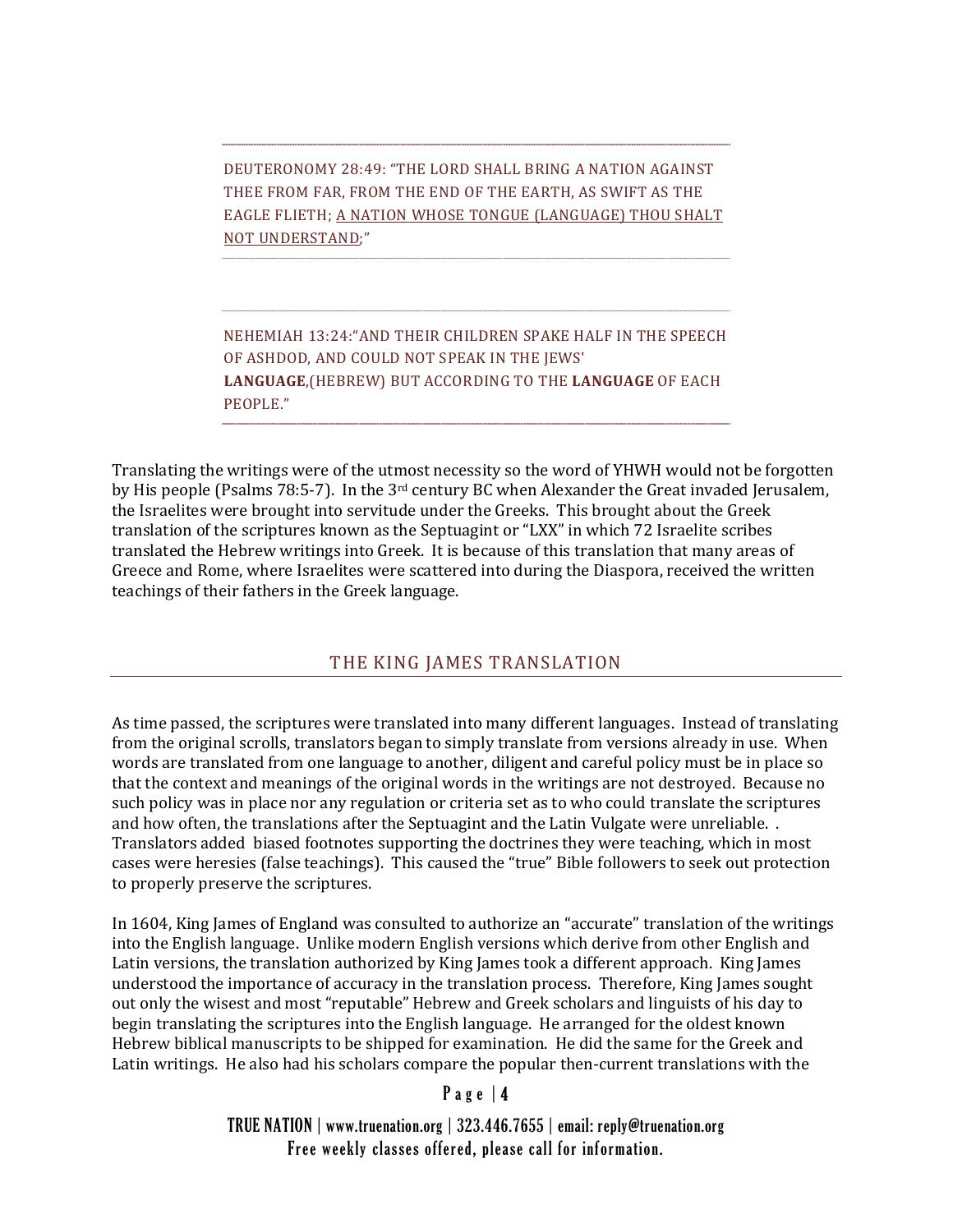DEUTERONOMY 28:49: "THE LORD SHALL BRING A NATION AGAINST THEE FROM FAR, FROM THE END OF THE EARTH, AS SWIFT AS THE EAGLE FLIETH; <u>A NATION WHOSE TONGUE (LANGUAGE) THOU SHALT NOT UNDERSTAND</u>;"

NEHEMIAH 13:24:"AND THEIR CHILDREN SPAKE HALF IN THE SPEECH OF ASHDOD, AND COULD NOT SPEAK IN THE JEWS' **LANGUAGE**,(HEBREW) BUT ACCORDING TO THE **LANGUAGE** OF EACH PEOPLE."

Translating the writings were of the utmost necessity so the word of YHWH would not be forgotten by His people (Psalms 78:5-7). In the 3rd century BC when Alexander the Great invaded Jerusalem, the Israelites were brought into servitude under the Greeks. This brought about the Greek translation of the scriptures known as the Septuagint or "LXX" in which 72 Israelite scribes translated the Hebrew writings into Greek. It is because of this translation that many areas of Greece and Rome, where Israelites were scattered into during the Diaspora, received the written teachings of their fathers in the Greek language.

## THE KING JAMES TRANSLATION

As time passed, the scriptures were translated into many different languages. Instead of translating from the original scrolls, translators began to simply translate from versions already in use. When words are translated from one language to another, diligent and careful policy must be in place so that the context and meanings of the original words in the writings are not destroyed. Because no such policy was in place nor any regulation or criteria set as to who could translate the scriptures and how often, the translations after the Septuagint and the Latin Vulgate were unreliable. . Translators added biased footnotes supporting the doctrines they were teaching, which in most cases were heresies (false teachings). This caused the "true" Bible followers to seek out protection to properly preserve the scriptures.

In 1604, King James of England was consulted to authorize an "accurate" translation of the writings into the English language. Unlike modern English versions which derive from other English and Latin versions, the translation authorized by King James took a different approach. King James understood the importance of accuracy in the translation process. Therefore, King James sought out only the wisest and most "reputable" Hebrew and Greek scholars and linguists of his day to begin translating the scriptures into the English language. He arranged for the oldest known Hebrew biblical manuscripts to be shipped for examination. He did the same for the Greek and Latin writings. He also had his scholars compare the popular then-current translations with the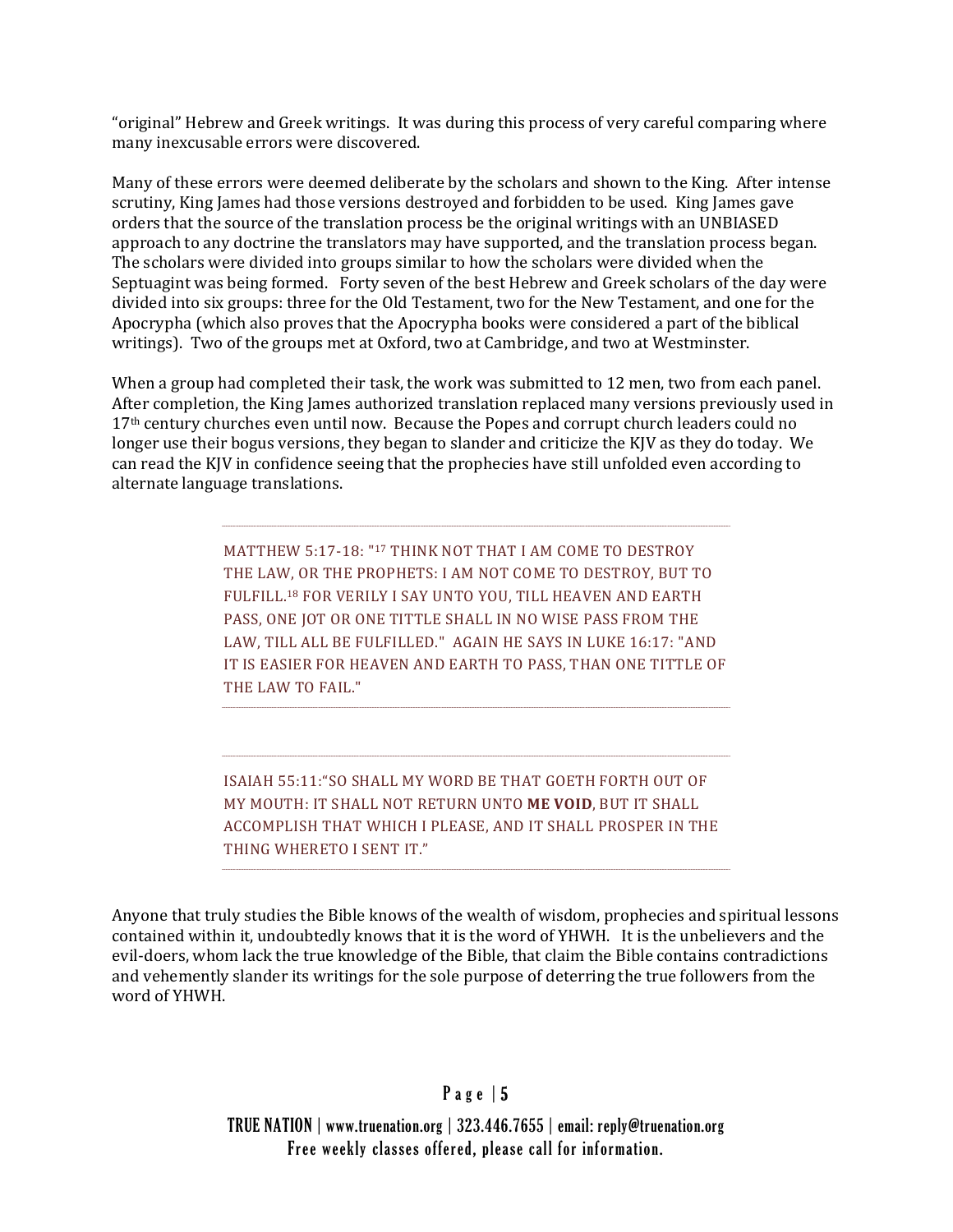"original" Hebrew and Greek writings. It was during this process of very careful comparing where many inexcusable errors were discovered.

Many of these errors were deemed deliberate by the scholars and shown to the King. After intense scrutiny, King James had those versions destroyed and forbidden to be used. King James gave orders that the source of the translation process be the original writings with an UNBIASED approach to any doctrine the translators may have supported, and the translation process began. The scholars were divided into groups similar to how the scholars were divided when the Septuagint was being formed. Forty seven of the best Hebrew and Greek scholars of the day were divided into six groups: three for the Old Testament, two for the New Testament, and one for the Apocrypha (which also proves that the Apocrypha books were considered a part of the biblical writings). Two of the groups met at Oxford, two at Cambridge, and two at Westminster.

When a group had completed their task, the work was submitted to 12 men, two from each panel. After completion, the King James authorized translation replaced many versions previously used in 17th century churches even until now. Because the Popes and corrupt church leaders could no longer use their bogus versions, they began to slander and criticize the KJV as they do today. We can read the KJV in confidence seeing that the prophecies have still unfolded even according to alternate language translations.

---

MATTHEW 5:17-18: "[17] THINK NOT THAT I AM COME TO DESTROY THE LAW, OR THE PROPHETS: I AM NOT COME TO DESTROY, BUT TO FULFILL.[18] FOR VERILY I SAY UNTO YOU, TILL HEAVEN AND EARTH PASS, ONE JOT OR ONE TITTLE SHALL IN NO WISE PASS FROM THE LAW, TILL ALL BE FULFILLED." AGAIN HE SAYS IN LUKE 16:17: "AND IT IS EASIER FOR HEAVEN AND EARTH TO PASS, THAN ONE TITTLE OF THE LAW TO FAIL."

---

ISAIAH 55:11:"SO SHALL MY WORD BE THAT GOETH FORTH OUT OF MY MOUTH: IT SHALL NOT RETURN UNTO **ME VOID**, BUT IT SHALL ACCOMPLISH THAT WHICH I PLEASE, AND IT SHALL PROSPER IN THE THING WHERETO I SENT IT."

---

Anyone that truly studies the Bible knows of the wealth of wisdom, prophecies and spiritual lessons contained within it, undoubtedly knows that it is the word of YHWH. It is the unbelievers and the evil-doers, whom lack the true knowledge of the Bible, that claim the Bible contains contradictions and vehemently slander its writings for the sole purpose of deterring the true followers from the word of YHWH.